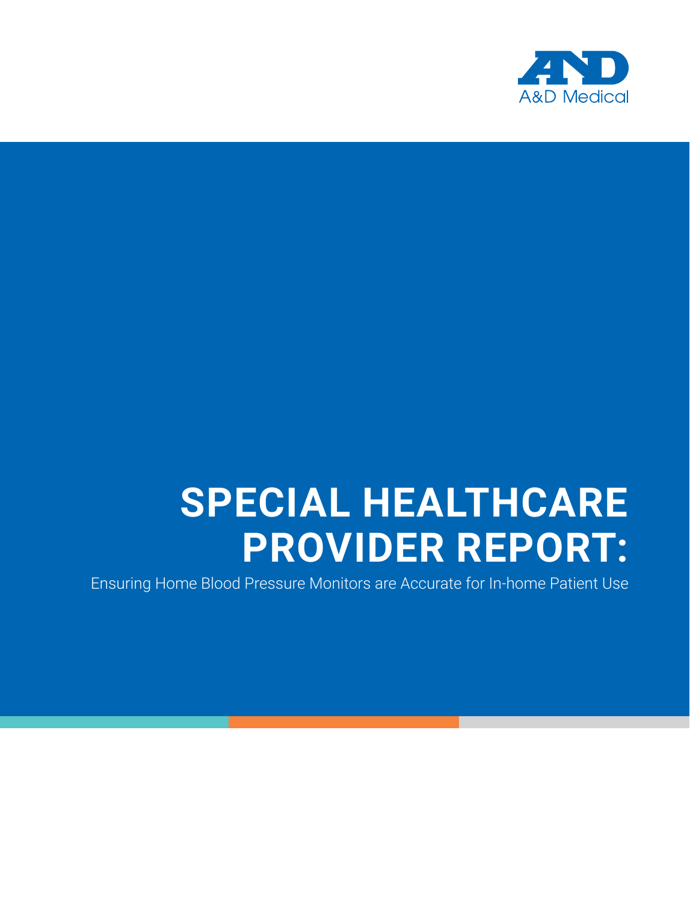A&D Medical

# SPECIAL HEALTHCARE PROVIDER REPORT:

Ensuring Home Blood Pressure Monitors are Accurate for In-home Patient Use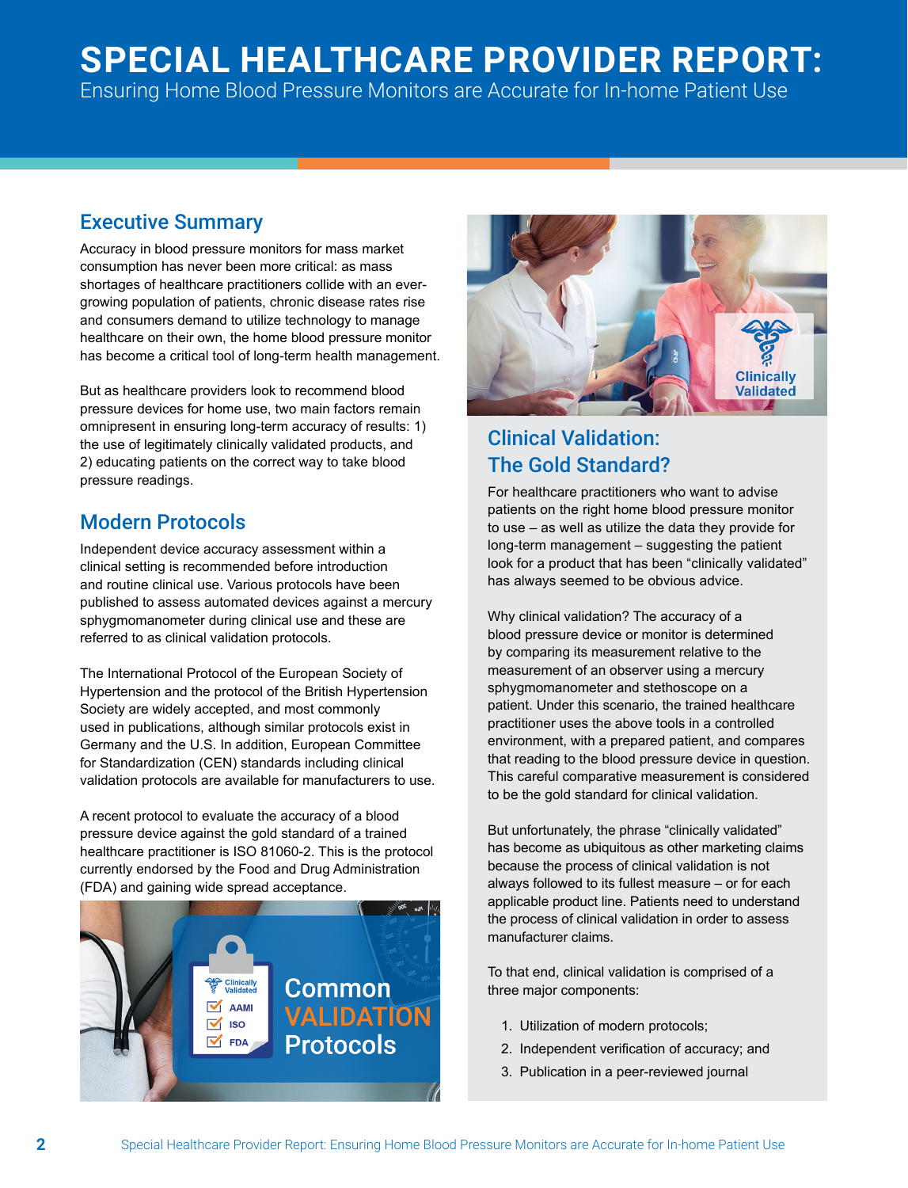# SPECIAL HEALTHCARE PROVIDER REPORT:

Ensuring Home Blood Pressure Monitors are Accurate for In-home Patient Use

## Executive Summary

Accuracy in blood pressure monitors for mass market consumption has never been more critical: as mass shortages of healthcare practitioners collide with an ever-growing population of patients, chronic disease rates rise and consumers demand to utilize technology to manage healthcare on their own, the home blood pressure monitor has become a critical tool of long-term health management.

But as healthcare providers look to recommend blood pressure devices for home use, two main factors remain omnipresent in ensuring long-term accuracy of results: 1) the use of legitimately clinically validated products, and 2) educating patients on the correct way to take blood pressure readings.

## Modern Protocols

Independent device accuracy assessment within a clinical setting is recommended before introduction and routine clinical use. Various protocols have been published to assess automated devices against a mercury sphygmomanometer during clinical use and these are referred to as clinical validation protocols.

The International Protocol of the European Society of Hypertension and the protocol of the British Hypertension Society are widely accepted, and most commonly used in publications, although similar protocols exist in Germany and the U.S. In addition, European Committee for Standardization (CEN) standards including clinical validation protocols are available for manufacturers to use.

A recent protocol to evaluate the accuracy of a blood pressure device against the gold standard of a trained healthcare practitioner is ISO 81060-2. This is the protocol currently endorsed by the Food and Drug Administration (FDA) and gaining wide spread acceptance.

Common VALIDATION Protocols

- Clinically Validated
- AAMI
- ISO
- FDA

## Clinical Validation: The Gold Standard?

For healthcare practitioners who want to advise patients on the right home blood pressure monitor to use – as well as utilize the data they provide for long-term management – suggesting the patient look for a product that has been "clinically validated" has always seemed to be obvious advice.

Why clinical validation? The accuracy of a blood pressure device or monitor is determined by comparing its measurement relative to the measurement of an observer using a mercury sphygmomanometer and stethoscope on a patient. Under this scenario, the trained healthcare practitioner uses the above tools in a controlled environment, with a prepared patient, and compares that reading to the blood pressure device in question. This careful comparative measurement is considered to be the gold standard for clinical validation.

But unfortunately, the phrase "clinically validated" has become as ubiquitous as other marketing claims because the process of clinical validation is not always followed to its fullest measure – or for each applicable product line. Patients need to understand the process of clinical validation in order to assess manufacturer claims.

To that end, clinical validation is comprised of a three major components:

1. Utilization of modern protocols;
2. Independent verification of accuracy; and
3. Publication in a peer-reviewed journal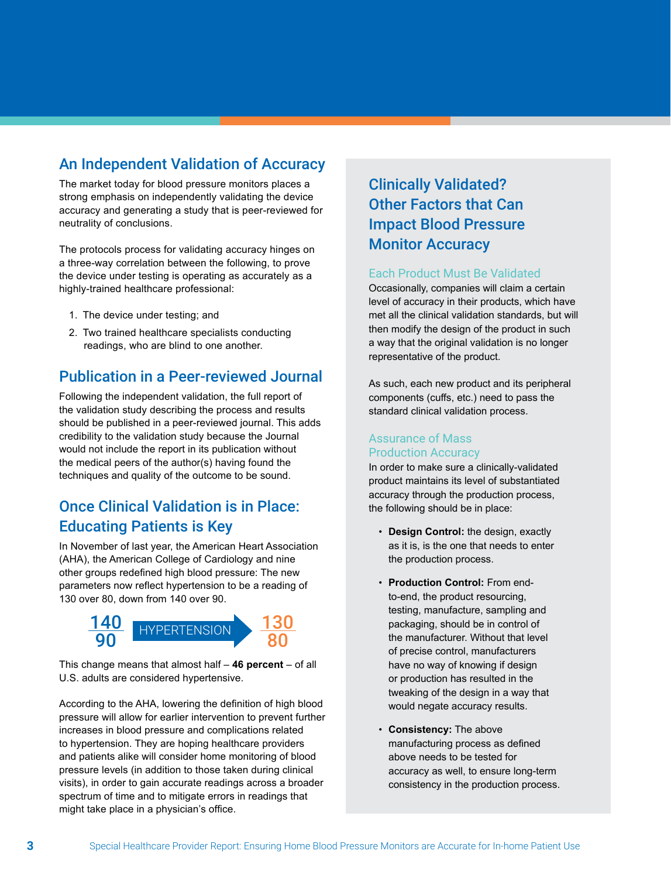## An Independent Validation of Accuracy

The market today for blood pressure monitors places a strong emphasis on independently validating the device accuracy and generating a study that is peer-reviewed for neutrality of conclusions.

The protocols process for validating accuracy hinges on a three-way correlation between the following, to prove the device under testing is operating as accurately as a highly-trained healthcare professional:

1. The device under testing; and
2. Two trained healthcare specialists conducting readings, who are blind to one another.

## Publication in a Peer-reviewed Journal

Following the independent validation, the full report of the validation study describing the process and results should be published in a peer-reviewed journal. This adds credibility to the validation study because the Journal would not include the report in its publication without the medical peers of the author(s) having found the techniques and quality of the outcome to be sound.

## Once Clinical Validation is in Place: Educating Patients is Key

In November of last year, the American Heart Association (AHA), the American College of Cardiology and nine other groups redefined high blood pressure: The new parameters now reflect hypertension to be a reading of 130 over 80, down from 140 over 90.

140/90 → HYPERTENSION → 130/80

This change means that almost half – **46 percent** – of all U.S. adults are considered hypertensive.

According to the AHA, lowering the definition of high blood pressure will allow for earlier intervention to prevent further increases in blood pressure and complications related to hypertension. They are hoping healthcare providers and patients alike will consider home monitoring of blood pressure levels (in addition to those taken during clinical visits), in order to gain accurate readings across a broader spectrum of time and to mitigate errors in readings that might take place in a physician's office.

## Clinically Validated? Other Factors that Can Impact Blood Pressure Monitor Accuracy

### Each Product Must Be Validated

Occasionally, companies will claim a certain level of accuracy in their products, which have met all the clinical validation standards, but will then modify the design of the product in such a way that the original validation is no longer representative of the product.

As such, each new product and its peripheral components (cuffs, etc.) need to pass the standard clinical validation process.

### Assurance of Mass Production Accuracy

In order to make sure a clinically-validated product maintains its level of substantiated accuracy through the production process, the following should be in place:

- **Design Control:** the design, exactly as it is, is the one that needs to enter the production process.
- **Production Control:** From end-to-end, the product resourcing, testing, manufacture, sampling and packaging, should be in control of the manufacturer. Without that level of precise control, manufacturers have no way of knowing if design or production has resulted in the tweaking of the design in a way that would negate accuracy results.
- **Consistency:** The above manufacturing process as defined above needs to be tested for accuracy as well, to ensure long-term consistency in the production process.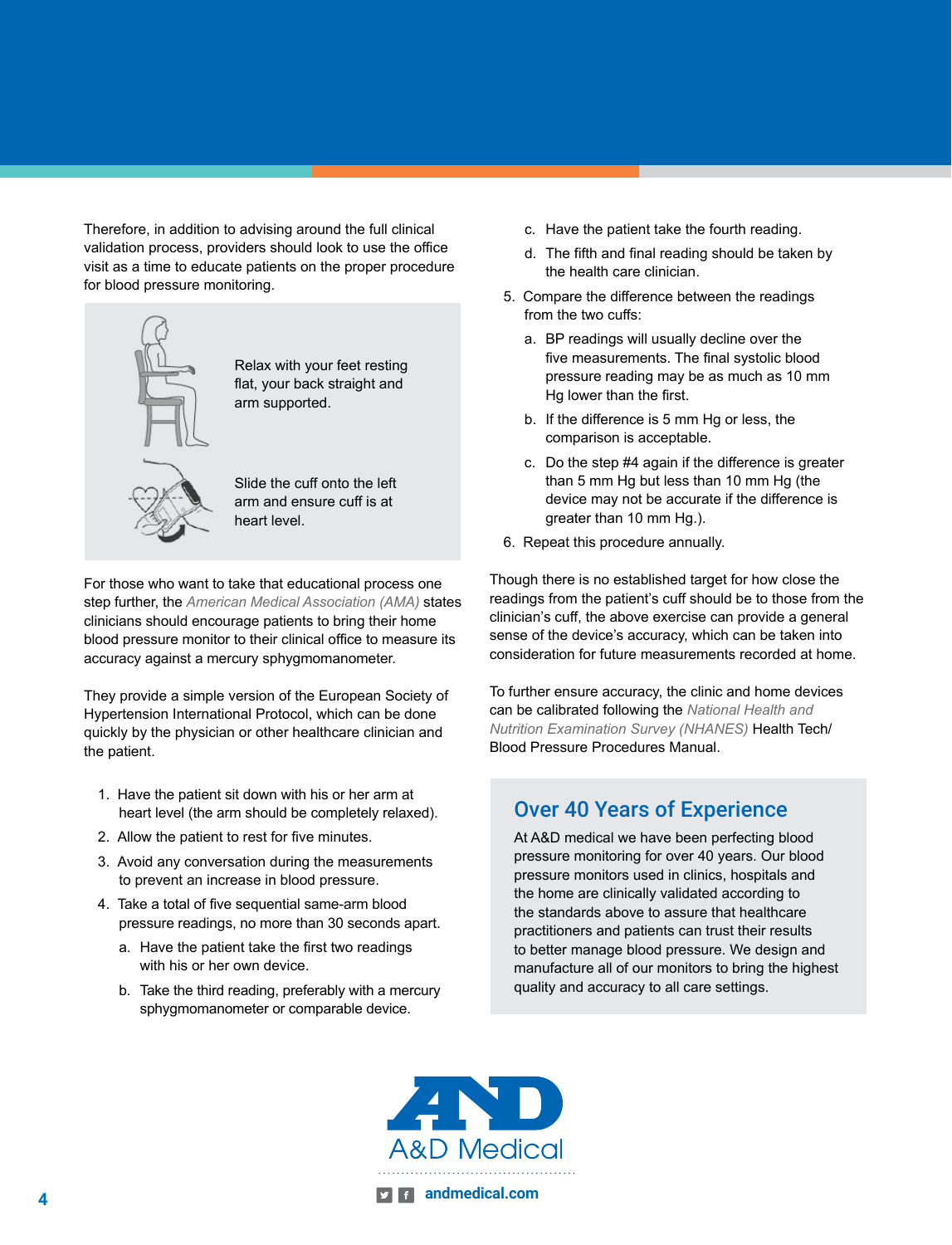Therefore, in addition to advising around the full clinical validation process, providers should look to use the office visit as a time to educate patients on the proper procedure for blood pressure monitoring.

Relax with your feet resting flat, your back straight and arm supported.

Slide the cuff onto the left arm and ensure cuff is at heart level.

For those who want to take that educational process one step further, the *American Medical Association (AMA)* states clinicians should encourage patients to bring their home blood pressure monitor to their clinical office to measure its accuracy against a mercury sphygmomanometer.

They provide a simple version of the European Society of Hypertension International Protocol, which can be done quickly by the physician or other healthcare clinician and the patient.

1. Have the patient sit down with his or her arm at heart level (the arm should be completely relaxed).
2. Allow the patient to rest for five minutes.
3. Avoid any conversation during the measurements to prevent an increase in blood pressure.
4. Take a total of five sequential same-arm blood pressure readings, no more than 30 seconds apart.
   a. Have the patient take the first two readings with his or her own device.
   b. Take the third reading, preferably with a mercury sphygmomanometer or comparable device.
   c. Have the patient take the fourth reading.
   d. The fifth and final reading should be taken by the health care clinician.
5. Compare the difference between the readings from the two cuffs:
   a. BP readings will usually decline over the five measurements. The final systolic blood pressure reading may be as much as 10 mm Hg lower than the first.
   b. If the difference is 5 mm Hg or less, the comparison is acceptable.
   c. Do the step #4 again if the difference is greater than 5 mm Hg but less than 10 mm Hg (the device may not be accurate if the difference is greater than 10 mm Hg.).
6. Repeat this procedure annually.

Though there is no established target for how close the readings from the patient's cuff should be to those from the clinician's cuff, the above exercise can provide a general sense of the device's accuracy, which can be taken into consideration for future measurements recorded at home.

To further ensure accuracy, the clinic and home devices can be calibrated following the *National Health and Nutrition Examination Survey (NHANES)* Health Tech/ Blood Pressure Procedures Manual.

## Over 40 Years of Experience

At A&D medical we have been perfecting blood pressure monitoring for over 40 years. Our blood pressure monitors used in clinics, hospitals and the home are clinically validated according to the standards above to assure that healthcare practitioners and patients can trust their results to better manage blood pressure. We design and manufacture all of our monitors to bring the highest quality and accuracy to all care settings.

A&D Medical

andmedical.com